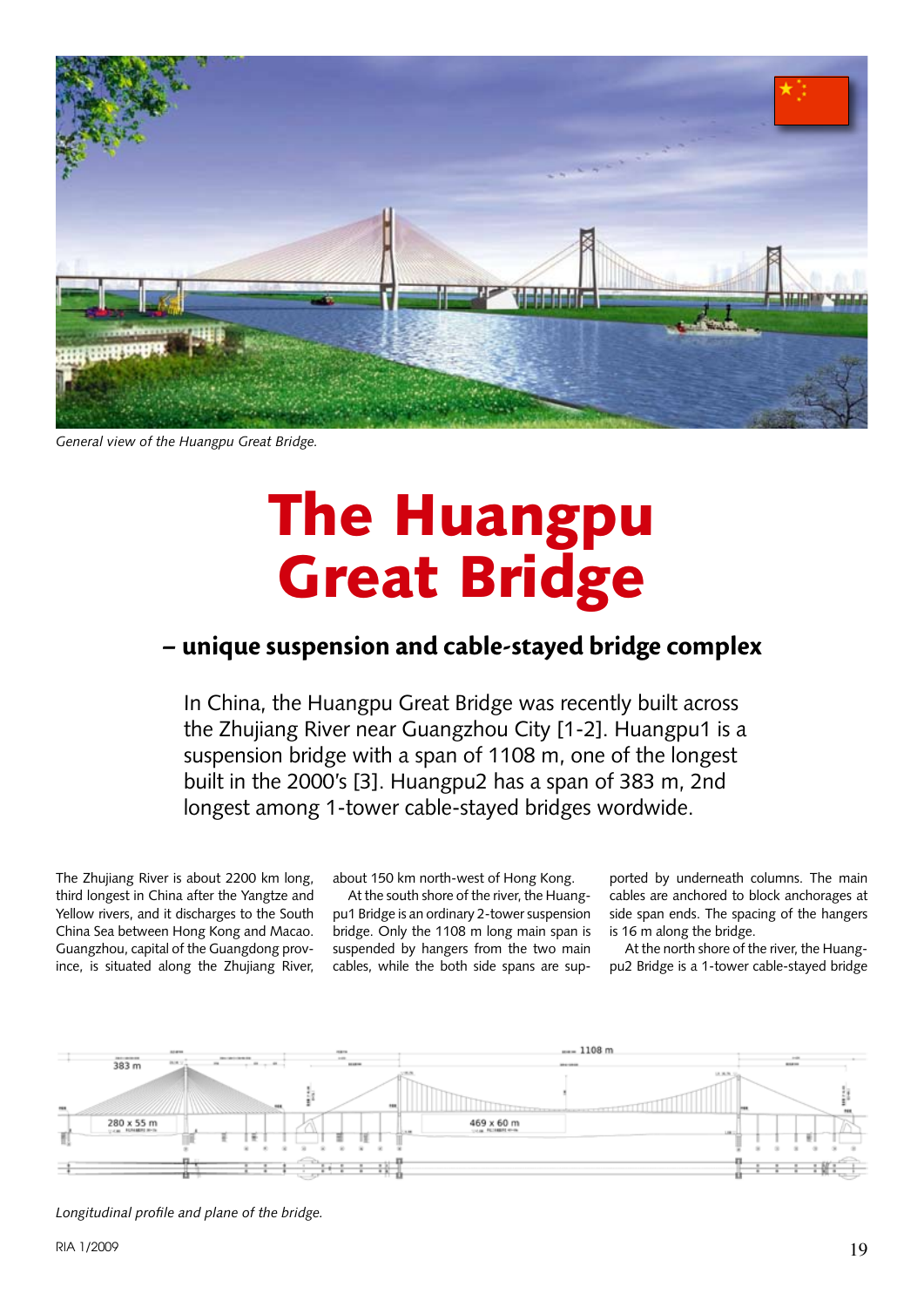General view of the Huangpu Great Bridge.

# The Huangpu Great Bridge

## – unique suspension and cable-stayed bridge complex

In China, the Huangpu Great Bridge was recently built across the Zhujiang River near Guangzhou City [1-2]. Huangpu1 is a suspension bridge with a span of 1108 m, one of the longest built in the 2000's [3]. Huangpu2 has a span of 383 m, 2nd longest among 1-tower cable-stayed bridges wordwide.

The Zhujiang River is about 2200 km long, third longest in China after the Yangtze and Yellow rivers, and it discharges to the South China Sea between Hong Kong and Macao. Guangzhou, capital of the Guangdong province, is situated along the Zhujiang River, about 150 km north-west of Hong Kong.

At the south shore of the river, the Huangpu1 Bridge is an ordinary 2-tower suspension bridge. Only the 1108 m long main span is suspended by hangers from the two main cables, while the both side spans are supported by underneath columns. The main cables are anchored to block anchorages at side span ends. The spacing of the hangers is 16 m along the bridge.

At the north shore of the river, the Huangpu2 Bridge is a 1-tower cable-stayed bridge

Longitudinal profile and plane of the bridge.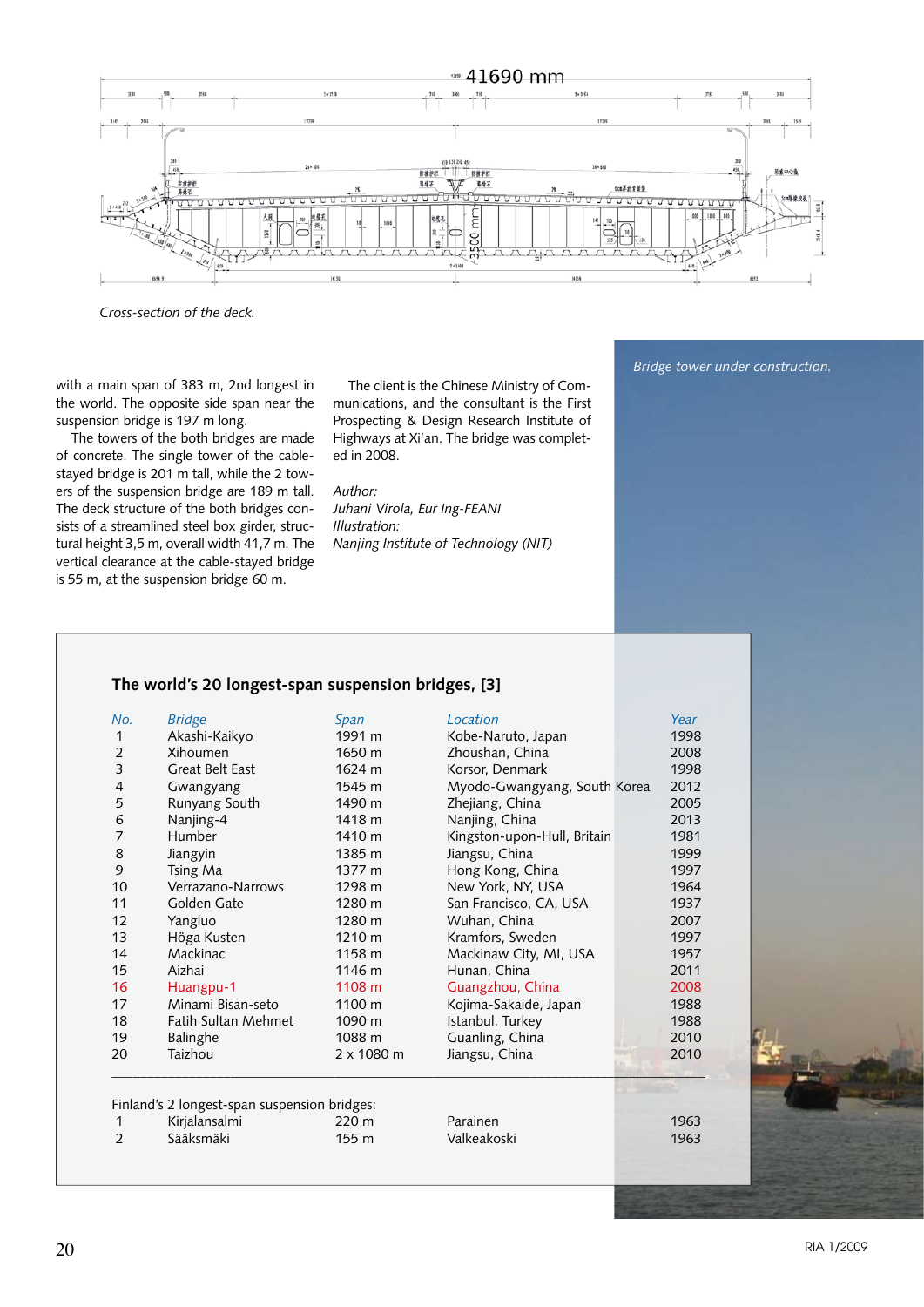Cross-section of the deck.

with a main span of 383 m, 2nd longest in the world. The opposite side span near the suspension bridge is 197 m long.

The towers of the both bridges are made of concrete. The single tower of the cable-stayed bridge is 201 m tall, while the 2 towers of the suspension bridge are 189 m tall. The deck structure of the both bridges consists of a streamlined steel box girder, structural height 3,5 m, overall width 41,7 m. The vertical clearance at the cable-stayed bridge is 55 m, at the suspension bridge 60 m.

The client is the Chinese Ministry of Communications, and the consultant is the First Prospecting & Design Research Institute of Highways at Xi'an. The bridge was completed in 2008.

*Author:*
*Juhani Virola, Eur Ing-FEANI*
*Illustration:*
*Nanjing Institute of Technology (NIT)*

*Bridge tower under construction.*

## The world's 20 longest-span suspension bridges, [3]

| No. | Bridge | Span | Location | Year |
|---|---|---|---|---|
| 1 | Akashi-Kaikyo | 1991 m | Kobe-Naruto, Japan | 1998 |
| 2 | Xihoumen | 1650 m | Zhoushan, China | 2008 |
| 3 | Great Belt East | 1624 m | Korsor, Denmark | 1998 |
| 4 | Gwangyang | 1545 m | Myodo-Gwangyang, South Korea | 2012 |
| 5 | Runyang South | 1490 m | Zhejiang, China | 2005 |
| 6 | Nanjing-4 | 1418 m | Nanjing, China | 2013 |
| 7 | Humber | 1410 m | Kingston-upon-Hull, Britain | 1981 |
| 8 | Jiangyin | 1385 m | Jiangsu, China | 1999 |
| 9 | Tsing Ma | 1377 m | Hong Kong, China | 1997 |
| 10 | Verrazano-Narrows | 1298 m | New York, NY, USA | 1964 |
| 11 | Golden Gate | 1280 m | San Francisco, CA, USA | 1937 |
| 12 | Yangluo | 1280 m | Wuhan, China | 2007 |
| 13 | Höga Kusten | 1210 m | Kramfors, Sweden | 1997 |
| 14 | Mackinac | 1158 m | Mackinaw City, MI, USA | 1957 |
| 15 | Aizhai | 1146 m | Hunan, China | 2011 |
| 16 | Huangpu-1 | 1108 m | Guangzhou, China | 2008 |
| 17 | Minami Bisan-seto | 1100 m | Kojima-Sakaide, Japan | 1988 |
| 18 | Fatih Sultan Mehmet | 1090 m | Istanbul, Turkey | 1988 |
| 19 | Balinghe | 1088 m | Guanling, China | 2010 |
| 20 | Taizhou | 2 x 1080 m | Jiangsu, China | 2010 |

Finland's 2 longest-span suspension bridges:

| No. | Bridge | Span | Location | Year |
|---|---|---|---|---|
| 1 | Kirjalansalmi | 220 m | Parainen | 1963 |
| 2 | Sääksmäki | 155 m | Valkeakoski | 1963 |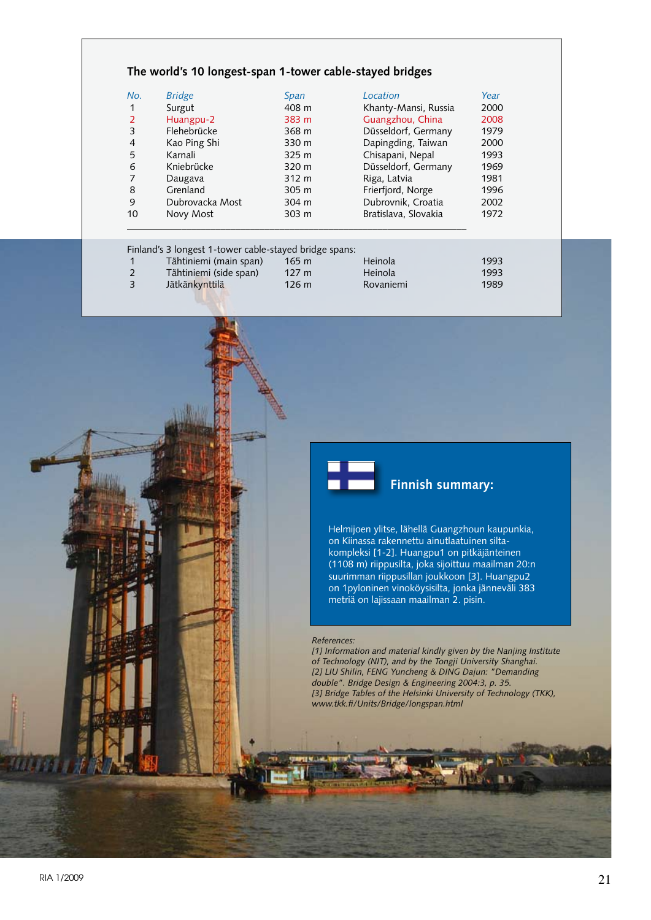### The world's 10 longest-span 1-tower cable-stayed bridges

| *No.* | *Bridge* | *Span* | *Location* | *Year* |
|---|---|---|---|---|
| 1 | Surgut | 408 m | Khanty-Mansi, Russia | 2000 |
| 2 | Huangpu-2 | 383 m | Guangzhou, China | 2008 |
| 3 | Flehebrücke | 368 m | Düsseldorf, Germany | 1979 |
| 4 | Kao Ping Shi | 330 m | Dapingding, Taiwan | 2000 |
| 5 | Karnali | 325 m | Chisapani, Nepal | 1993 |
| 6 | Kniebrücke | 320 m | Düsseldorf, Germany | 1969 |
| 7 | Daugava | 312 m | Riga, Latvia | 1981 |
| 8 | Grenland | 305 m | Frierfjord, Norge | 1996 |
| 9 | Dubrovacka Most | 304 m | Dubrovnik, Croatia | 2002 |
| 10 | Novy Most | 303 m | Bratislava, Slovakia | 1972 |

Finland's 3 longest 1-tower cable-stayed bridge spans:

| | | | | |
|---|---|---|---|---|
| 1 | Tähtiniemi (main span) | 165 m | Heinola | 1993 |
| 2 | Tähtiniemi (side span) | 127 m | Heinola | 1993 |
| 3 | Jätkänkynttilä | 126 m | Rovaniemi | 1989 |

**Finnish summary:**

Helmijoen ylitse, lähellä Guangzhoun kaupunkia, on Kiinassa rakennettu ainutlaatuinen silta-kompleksi [1-2]. Huangpu1 on pitkäjänteinen (1108 m) riippusilta, joka sijoittuu maailman 20:n suurimman riippusillan joukkoon [3]. Huangpu2 on 1pylöninen vinoköysisilta, jonka jänneväli 383 metriä on lajissaan maailman 2. pisin.

*References:*
*[1] Information and material kindly given by the Nanjing Institute of Technology (NIT), and by the Tongji University Shanghai.*
*[2] LIU Shilin, FENG Yuncheng & DING Dajun: "Demanding double". Bridge Design & Engineering 2004:3, p. 35.*
*[3] Bridge Tables of the Helsinki University of Technology (TKK), www.tkk.fi/Units/Bridge/longspan.html*